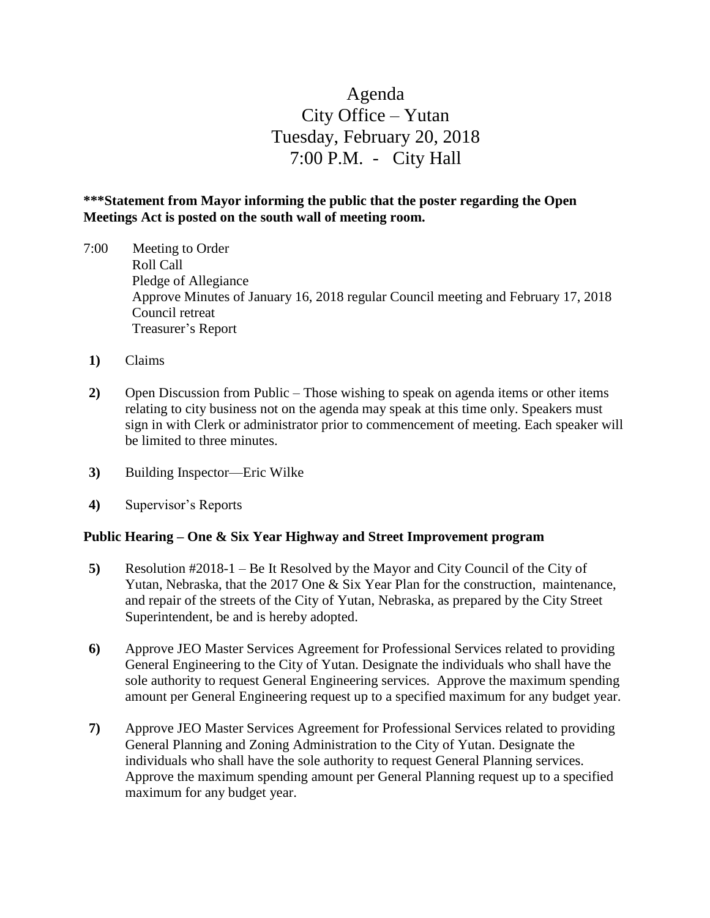# Agenda
# City Office – Yutan
# Tuesday, February 20, 2018
# 7:00 P.M. - City Hall

**\*\*\*Statement from Mayor informing the public that the poster regarding the Open Meetings Act is posted on the south wall of meeting room.**

7:00 Meeting to Order
Roll Call
Pledge of Allegiance
Approve Minutes of January 16, 2018 regular Council meeting and February 17, 2018 Council retreat
Treasurer's Report

**1)** Claims

**2)** Open Discussion from Public – Those wishing to speak on agenda items or other items relating to city business not on the agenda may speak at this time only. Speakers must sign in with Clerk or administrator prior to commencement of meeting. Each speaker will be limited to three minutes.

**3)** Building Inspector—Eric Wilke

**4)** Supervisor's Reports

**Public Hearing – One & Six Year Highway and Street Improvement program**

**5)** Resolution #2018-1 – Be It Resolved by the Mayor and City Council of the City of Yutan, Nebraska, that the 2017 One & Six Year Plan for the construction, maintenance, and repair of the streets of the City of Yutan, Nebraska, as prepared by the City Street Superintendent, be and is hereby adopted.

**6)** Approve JEO Master Services Agreement for Professional Services related to providing General Engineering to the City of Yutan. Designate the individuals who shall have the sole authority to request General Engineering services. Approve the maximum spending amount per General Engineering request up to a specified maximum for any budget year.

**7)** Approve JEO Master Services Agreement for Professional Services related to providing General Planning and Zoning Administration to the City of Yutan. Designate the individuals who shall have the sole authority to request General Planning services. Approve the maximum spending amount per General Planning request up to a specified maximum for any budget year.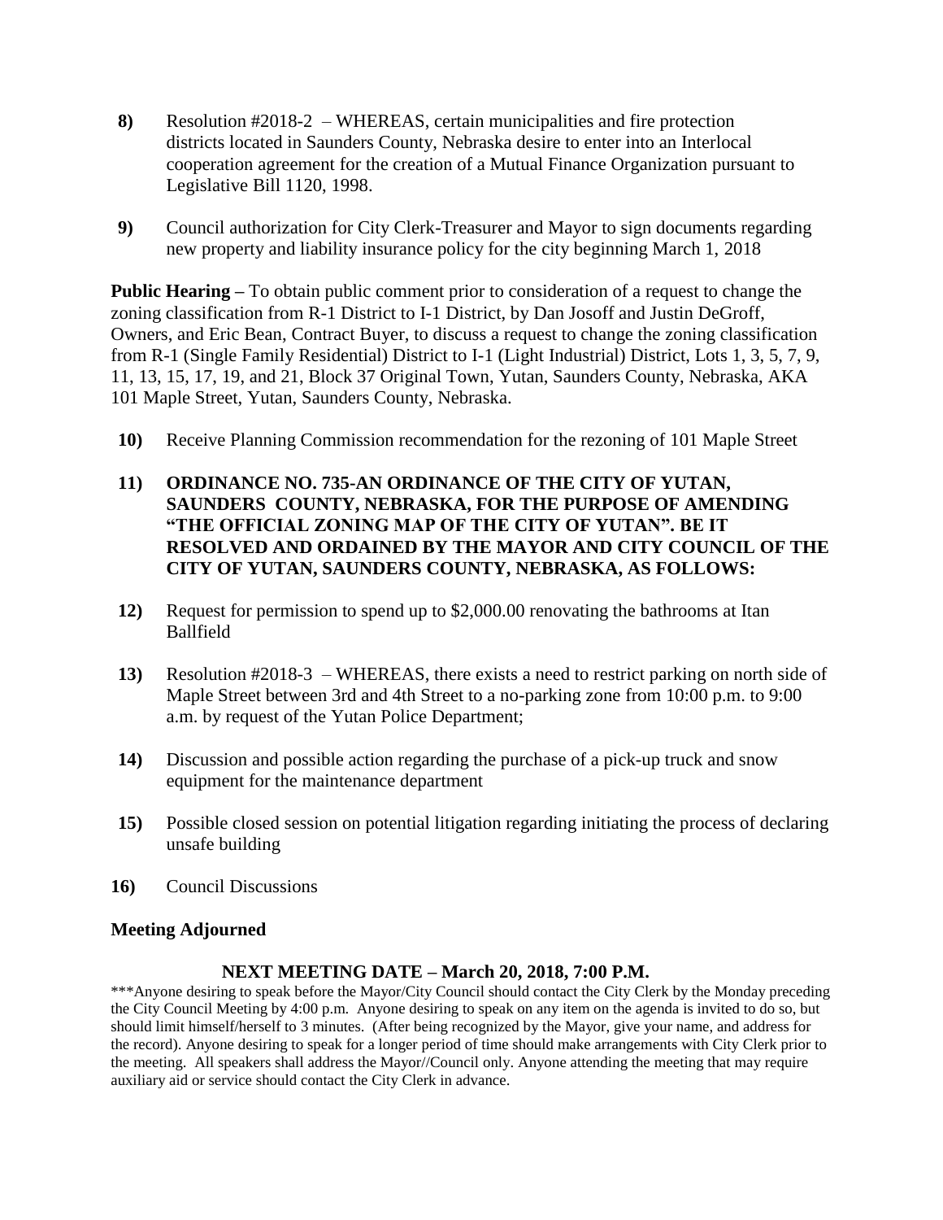**8)** Resolution #2018-2 – WHEREAS, certain municipalities and fire protection districts located in Saunders County, Nebraska desire to enter into an Interlocal cooperation agreement for the creation of a Mutual Finance Organization pursuant to Legislative Bill 1120, 1998.

**9)** Council authorization for City Clerk-Treasurer and Mayor to sign documents regarding new property and liability insurance policy for the city beginning March 1, 2018

**Public Hearing –** To obtain public comment prior to consideration of a request to change the zoning classification from R-1 District to I-1 District, by Dan Josoff and Justin DeGroff, Owners, and Eric Bean, Contract Buyer, to discuss a request to change the zoning classification from R-1 (Single Family Residential) District to I-1 (Light Industrial) District, Lots 1, 3, 5, 7, 9, 11, 13, 15, 17, 19, and 21, Block 37 Original Town, Yutan, Saunders County, Nebraska, AKA 101 Maple Street, Yutan, Saunders County, Nebraska.

**10)** Receive Planning Commission recommendation for the rezoning of 101 Maple Street

**11) ORDINANCE NO. 735-AN ORDINANCE OF THE CITY OF YUTAN, SAUNDERS COUNTY, NEBRASKA, FOR THE PURPOSE OF AMENDING "THE OFFICIAL ZONING MAP OF THE CITY OF YUTAN". BE IT RESOLVED AND ORDAINED BY THE MAYOR AND CITY COUNCIL OF THE CITY OF YUTAN, SAUNDERS COUNTY, NEBRASKA, AS FOLLOWS:**

**12)** Request for permission to spend up to $2,000.00 renovating the bathrooms at Itan Ballfield

**13)** Resolution #2018-3 – WHEREAS, there exists a need to restrict parking on north side of Maple Street between 3rd and 4th Street to a no-parking zone from 10:00 p.m. to 9:00 a.m. by request of the Yutan Police Department;

**14)** Discussion and possible action regarding the purchase of a pick-up truck and snow equipment for the maintenance department

**15)** Possible closed session on potential litigation regarding initiating the process of declaring unsafe building

**16)** Council Discussions

**Meeting Adjourned**

**NEXT MEETING DATE – March 20, 2018, 7:00 P.M.**

***Anyone desiring to speak before the Mayor/City Council should contact the City Clerk by the Monday preceding the City Council Meeting by 4:00 p.m. Anyone desiring to speak on any item on the agenda is invited to do so, but should limit himself/herself to 3 minutes. (After being recognized by the Mayor, give your name, and address for the record). Anyone desiring to speak for a longer period of time should make arrangements with City Clerk prior to the meeting. All speakers shall address the Mayor//Council only. Anyone attending the meeting that may require auxiliary aid or service should contact the City Clerk in advance.